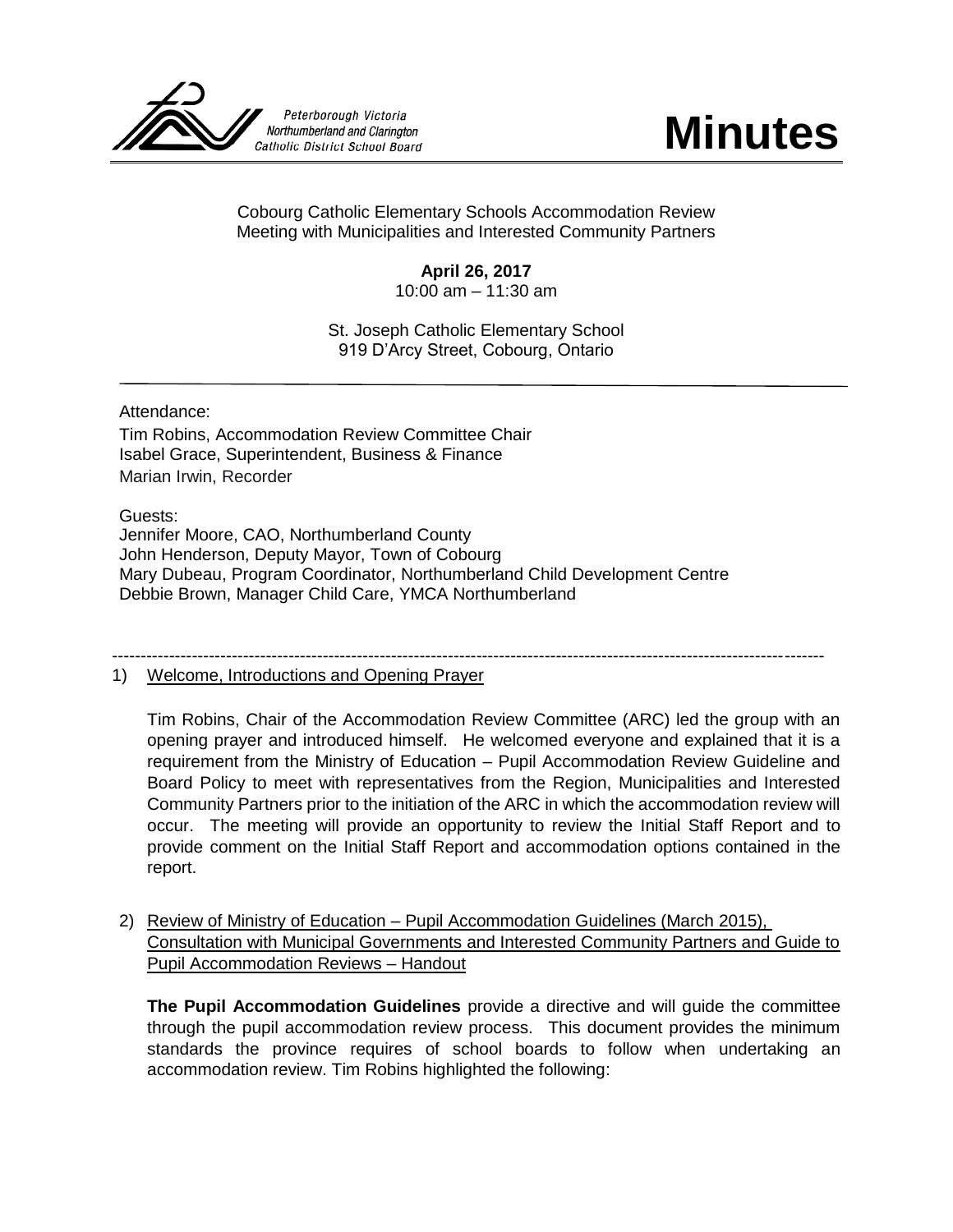Peterborough Victoria
Northumberland and Clarington
Catholic District School Board

# Minutes

Cobourg Catholic Elementary Schools Accommodation Review
Meeting with Municipalities and Interested Community Partners

**April 26, 2017**
10:00 am – 11:30 am

St. Joseph Catholic Elementary School
919 D'Arcy Street, Cobourg, Ontario

---

Attendance:
Tim Robins, Accommodation Review Committee Chair
Isabel Grace, Superintendent, Business & Finance
Marian Irwin, Recorder

Guests:
Jennifer Moore, CAO, Northumberland County
John Henderson, Deputy Mayor, Town of Cobourg
Mary Dubeau, Program Coordinator, Northumberland Child Development Centre
Debbie Brown, Manager Child Care, YMCA Northumberland

---

1) Welcome, Introductions and Opening Prayer

   Tim Robins, Chair of the Accommodation Review Committee (ARC) led the group with an opening prayer and introduced himself. He welcomed everyone and explained that it is a requirement from the Ministry of Education – Pupil Accommodation Review Guideline and Board Policy to meet with representatives from the Region, Municipalities and Interested Community Partners prior to the initiation of the ARC in which the accommodation review will occur. The meeting will provide an opportunity to review the Initial Staff Report and to provide comment on the Initial Staff Report and accommodation options contained in the report.

2) Review of Ministry of Education – Pupil Accommodation Guidelines (March 2015), Consultation with Municipal Governments and Interested Community Partners and Guide to Pupil Accommodation Reviews – Handout

   **The Pupil Accommodation Guidelines** provide a directive and will guide the committee through the pupil accommodation review process. This document provides the minimum standards the province requires of school boards to follow when undertaking an accommodation review. Tim Robins highlighted the following: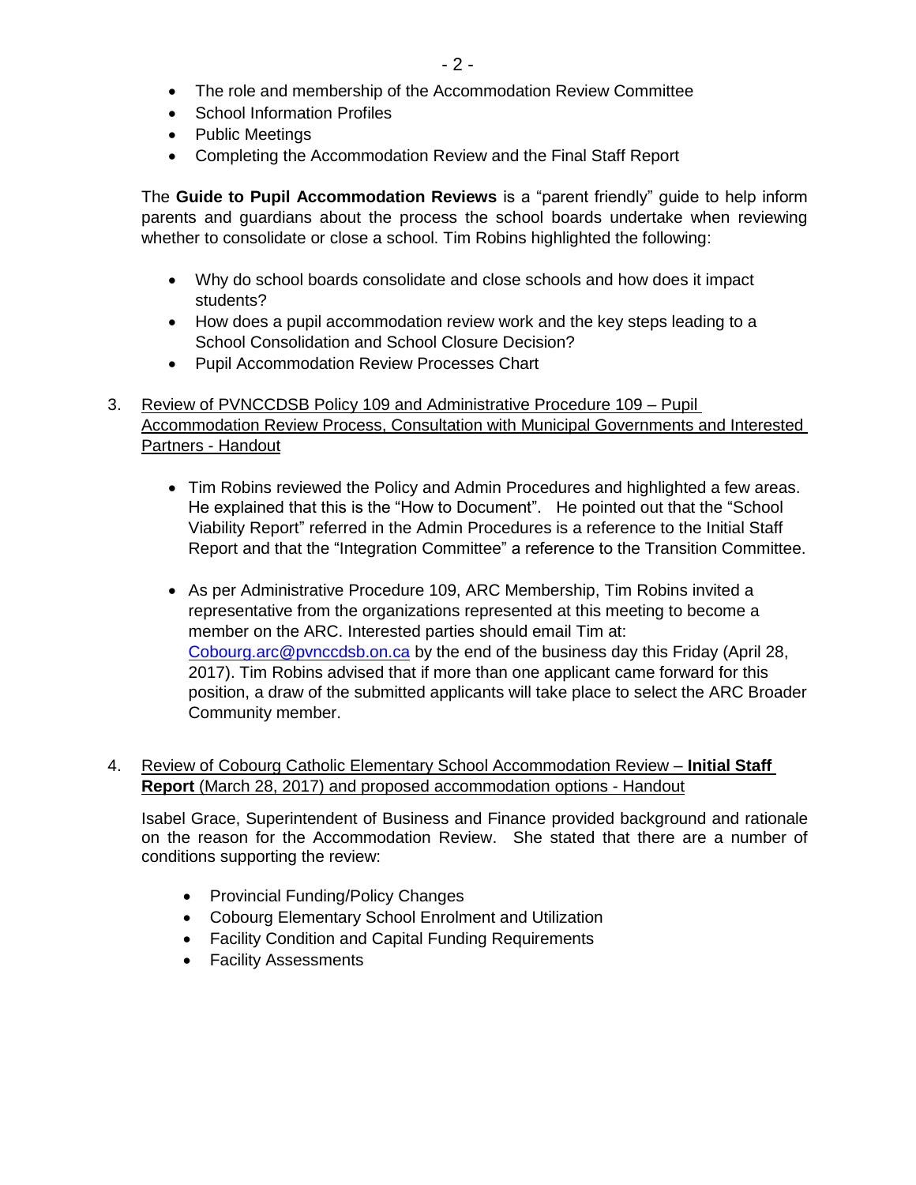- The role and membership of the Accommodation Review Committee
- School Information Profiles
- Public Meetings
- Completing the Accommodation Review and the Final Staff Report

The **Guide to Pupil Accommodation Reviews** is a "parent friendly" guide to help inform parents and guardians about the process the school boards undertake when reviewing whether to consolidate or close a school. Tim Robins highlighted the following:

- Why do school boards consolidate and close schools and how does it impact students?
- How does a pupil accommodation review work and the key steps leading to a School Consolidation and School Closure Decision?
- Pupil Accommodation Review Processes Chart

3. Review of PVNCCDSB Policy 109 and Administrative Procedure 109 – Pupil Accommodation Review Process, Consultation with Municipal Governments and Interested Partners - Handout

    - Tim Robins reviewed the Policy and Admin Procedures and highlighted a few areas. He explained that this is the "How to Document". He pointed out that the "School Viability Report" referred in the Admin Procedures is a reference to the Initial Staff Report and that the "Integration Committee" a reference to the Transition Committee.

    - As per Administrative Procedure 109, ARC Membership, Tim Robins invited a representative from the organizations represented at this meeting to become a member on the ARC. Interested parties should email Tim at: Cobourg.arc@pvnccdsb.on.ca by the end of the business day this Friday (April 28, 2017). Tim Robins advised that if more than one applicant came forward for this position, a draw of the submitted applicants will take place to select the ARC Broader Community member.

4. Review of Cobourg Catholic Elementary School Accommodation Review – **Initial Staff Report** (March 28, 2017) and proposed accommodation options - Handout

    Isabel Grace, Superintendent of Business and Finance provided background and rationale on the reason for the Accommodation Review. She stated that there are a number of conditions supporting the review:

    - Provincial Funding/Policy Changes
    - Cobourg Elementary School Enrolment and Utilization
    - Facility Condition and Capital Funding Requirements
    - Facility Assessments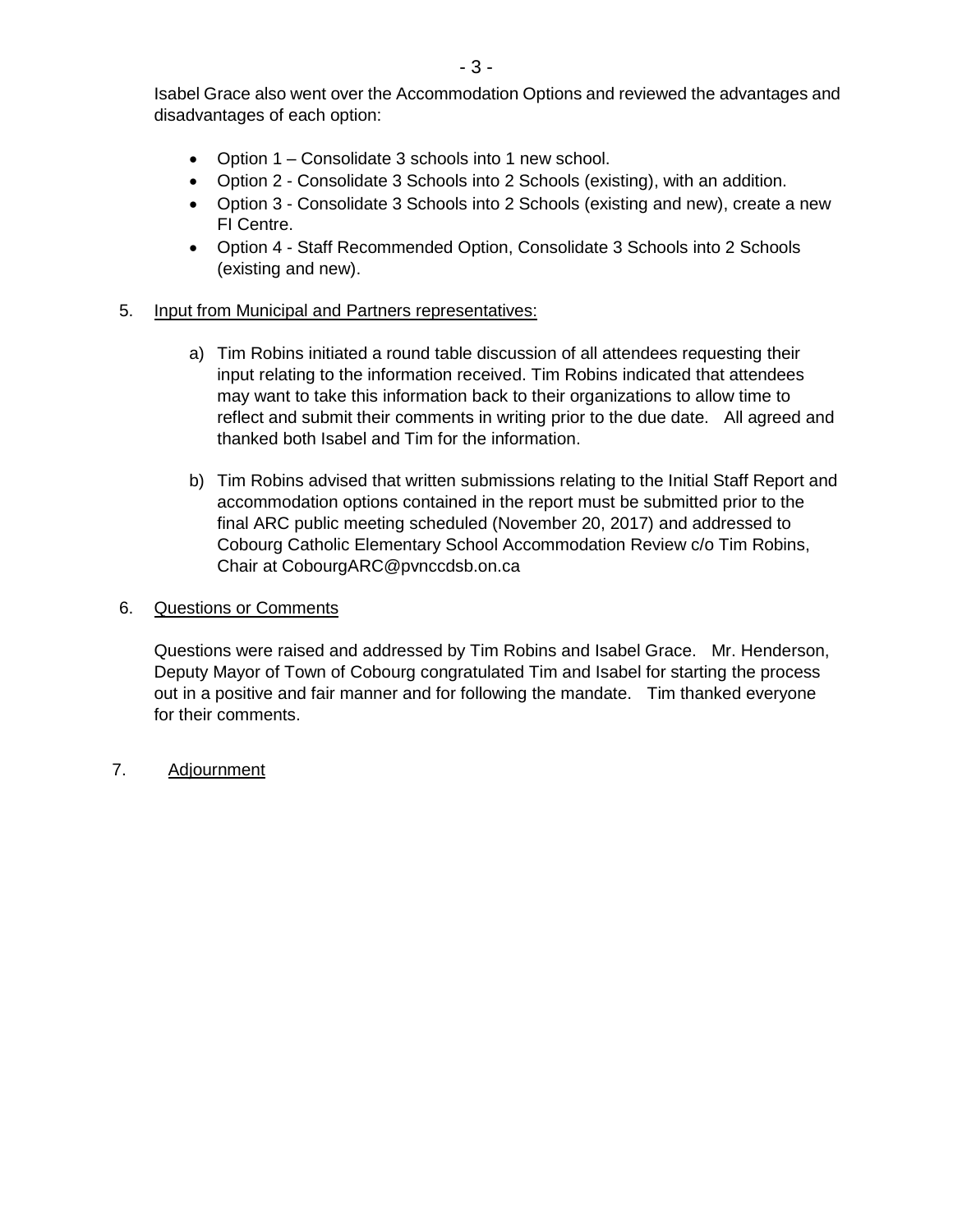Isabel Grace also went over the Accommodation Options and reviewed the advantages and disadvantages of each option:

- Option 1 – Consolidate 3 schools into 1 new school.
- Option 2 - Consolidate 3 Schools into 2 Schools (existing), with an addition.
- Option 3 - Consolidate 3 Schools into 2 Schools (existing and new), create a new FI Centre.
- Option 4 - Staff Recommended Option, Consolidate 3 Schools into 2 Schools (existing and new).

5. <u>Input from Municipal and Partners representatives:</u>

    a) Tim Robins initiated a round table discussion of all attendees requesting their input relating to the information received. Tim Robins indicated that attendees may want to take this information back to their organizations to allow time to reflect and submit their comments in writing prior to the due date. All agreed and thanked both Isabel and Tim for the information.

    b) Tim Robins advised that written submissions relating to the Initial Staff Report and accommodation options contained in the report must be submitted prior to the final ARC public meeting scheduled (November 20, 2017) and addressed to Cobourg Catholic Elementary School Accommodation Review c/o Tim Robins, Chair at CobourgARC@pvnccdsb.on.ca

6. <u>Questions or Comments</u>

    Questions were raised and addressed by Tim Robins and Isabel Grace. Mr. Henderson, Deputy Mayor of Town of Cobourg congratulated Tim and Isabel for starting the process out in a positive and fair manner and for following the mandate. Tim thanked everyone for their comments.

7. <u>Adjournment</u>